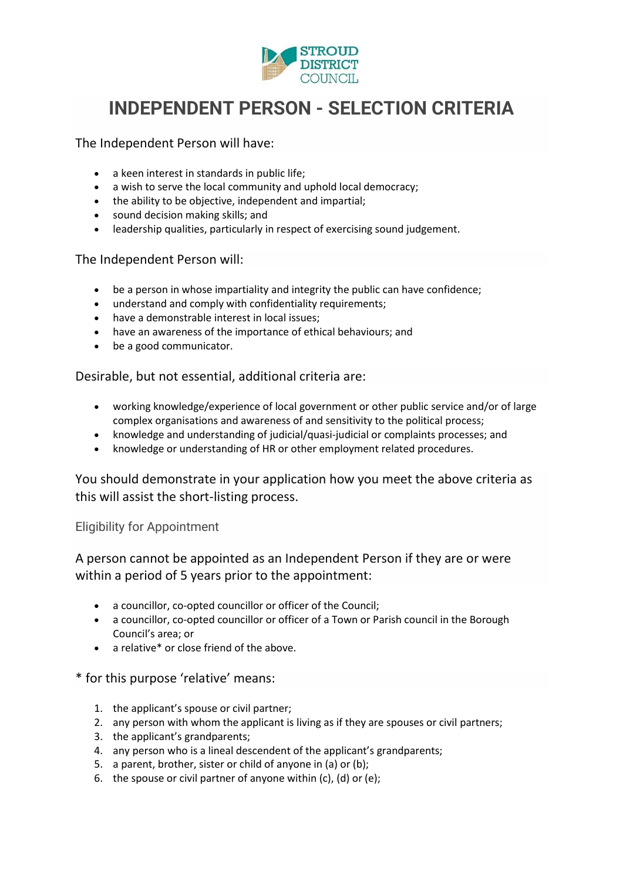# INDEPENDENT PERSON - SELECTION CRITERIA

The Independent Person will have:

- a keen interest in standards in public life;
- a wish to serve the local community and uphold local democracy;
- the ability to be objective, independent and impartial;
- sound decision making skills; and
- leadership qualities, particularly in respect of exercising sound judgement.

The Independent Person will:

- be a person in whose impartiality and integrity the public can have confidence;
- understand and comply with confidentiality requirements;
- have a demonstrable interest in local issues;
- have an awareness of the importance of ethical behaviours; and
- be a good communicator.

Desirable, but not essential, additional criteria are:

- working knowledge/experience of local government or other public service and/or of large complex organisations and awareness of and sensitivity to the political process;
- knowledge and understanding of judicial/quasi-judicial or complaints processes; and
- knowledge or understanding of HR or other employment related procedures.

You should demonstrate in your application how you meet the above criteria as this will assist the short-listing process.

## Eligibility for Appointment

A person cannot be appointed as an Independent Person if they are or were within a period of 5 years prior to the appointment:

- a councillor, co-opted councillor or officer of the Council;
- a councillor, co-opted councillor or officer of a Town or Parish council in the Borough Council's area; or
- a relative* or close friend of the above.

* for this purpose 'relative' means:

1. the applicant's spouse or civil partner;
2. any person with whom the applicant is living as if they are spouses or civil partners;
3. the applicant's grandparents;
4. any person who is a lineal descendent of the applicant's grandparents;
5. a parent, brother, sister or child of anyone in (a) or (b);
6. the spouse or civil partner of anyone within (c), (d) or (e);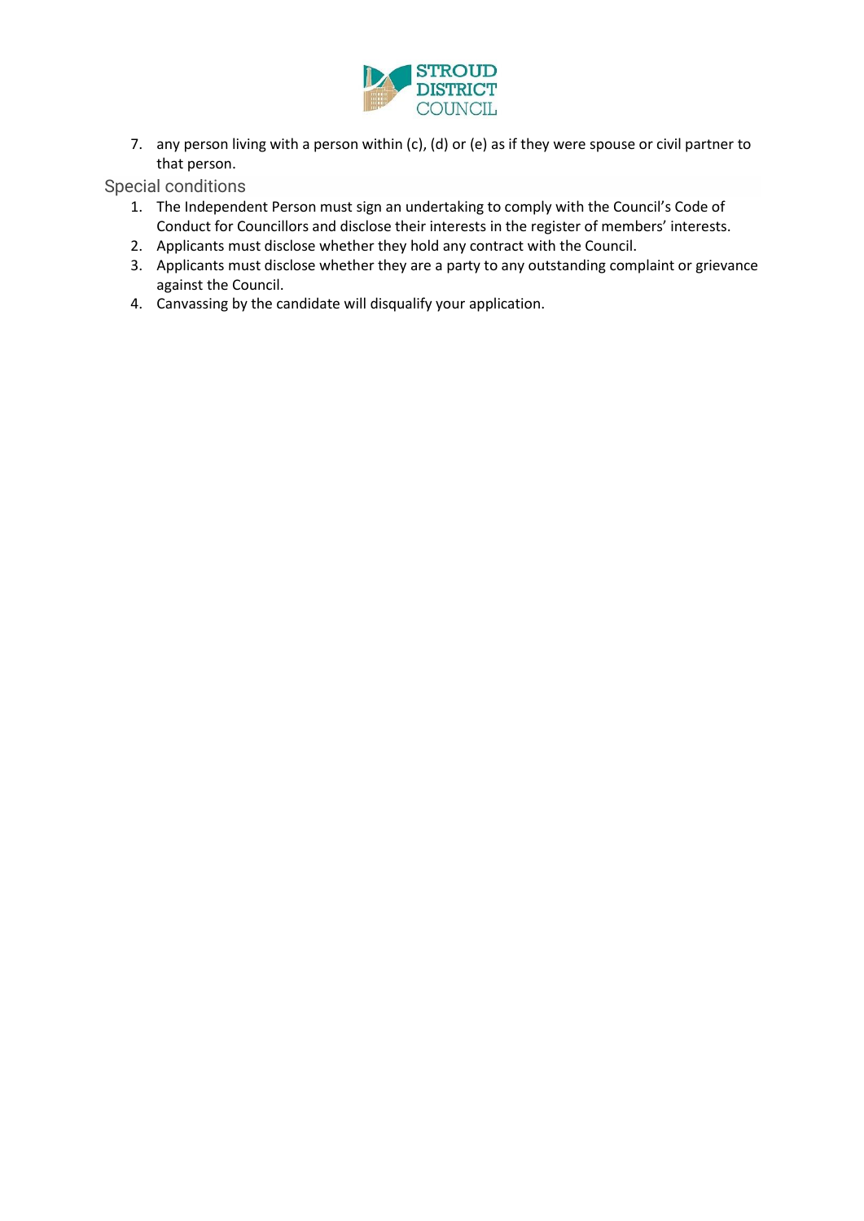7. any person living with a person within (c), (d) or (e) as if they were spouse or civil partner to that person.

## Special conditions

1. The Independent Person must sign an undertaking to comply with the Council's Code of Conduct for Councillors and disclose their interests in the register of members' interests.
2. Applicants must disclose whether they hold any contract with the Council.
3. Applicants must disclose whether they are a party to any outstanding complaint or grievance against the Council.
4. Canvassing by the candidate will disqualify your application.